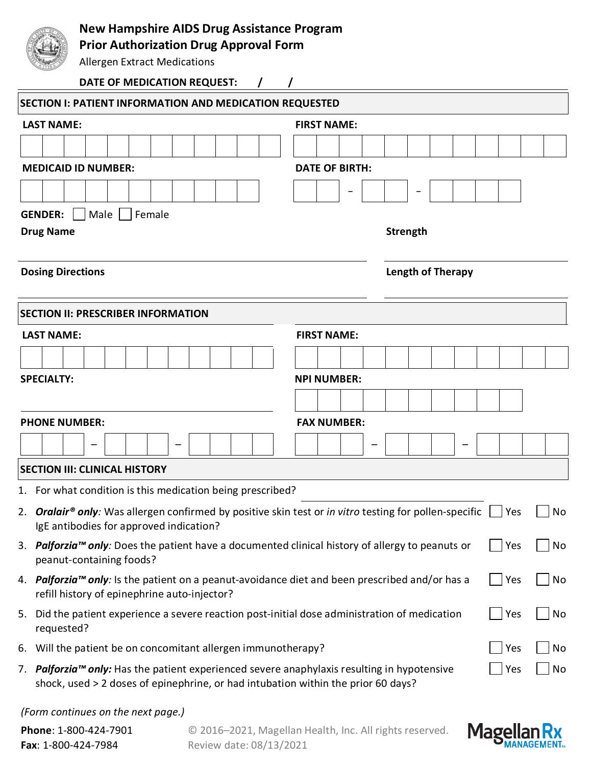# New Hampshire AIDS Drug Assistance Program
## Prior Authorization Drug Approval Form

Allergen Extract Medications

**DATE OF MEDICATION REQUEST:** / /

### SECTION I: PATIENT INFORMATION AND MEDICATION REQUESTED

**LAST NAME:**

**FIRST NAME:**

**MEDICAID ID NUMBER:**

**DATE OF BIRTH:** – –

**GENDER:** ☐ Male ☐ Female

**Drug Name**

**Strength**

**Dosing Directions**

**Length of Therapy**

### SECTION II: PRESCRIBER INFORMATION

**LAST NAME:**

**FIRST NAME:**

**SPECIALTY:**

**NPI NUMBER:**

**PHONE NUMBER:** – –

**FAX NUMBER:** – –

### SECTION III: CLINICAL HISTORY

1. For what condition is this medication being prescribed? ____________________
2. ***Oralair® only**:* Was allergen confirmed by positive skin test or *in vitro* testing for pollen-specific IgE antibodies for approved indication? ☐ Yes ☐ No
3. ***Palforzia™ only**:* Does the patient have a documented clinical history of allergy to peanuts or peanut-containing foods? ☐ Yes ☐ No
4. ***Palforzia™ only**:* Is the patient on a peanut-avoidance diet and been prescribed and/or has a refill history of epinephrine auto-injector? ☐ Yes ☐ No
5. Did the patient experience a severe reaction post-initial dose administration of medication requested? ☐ Yes ☐ No
6. Will the patient be on concomitant allergen immunotherapy? ☐ Yes ☐ No
7. ***Palforzia™ only:*** Has the patient experienced severe anaphylaxis resulting in hypotensive shock, used > 2 doses of epinephrine, or had intubation within the prior 60 days? ☐ Yes ☐ No

*(Form continues on the next page.)*

**Phone**: 1-800-424-7901
**Fax**: 1-800-424-7984

© 2016–2021, Magellan Health, Inc. All rights reserved.
Review date: 08/13/2021

Magellan Rx MANAGEMENT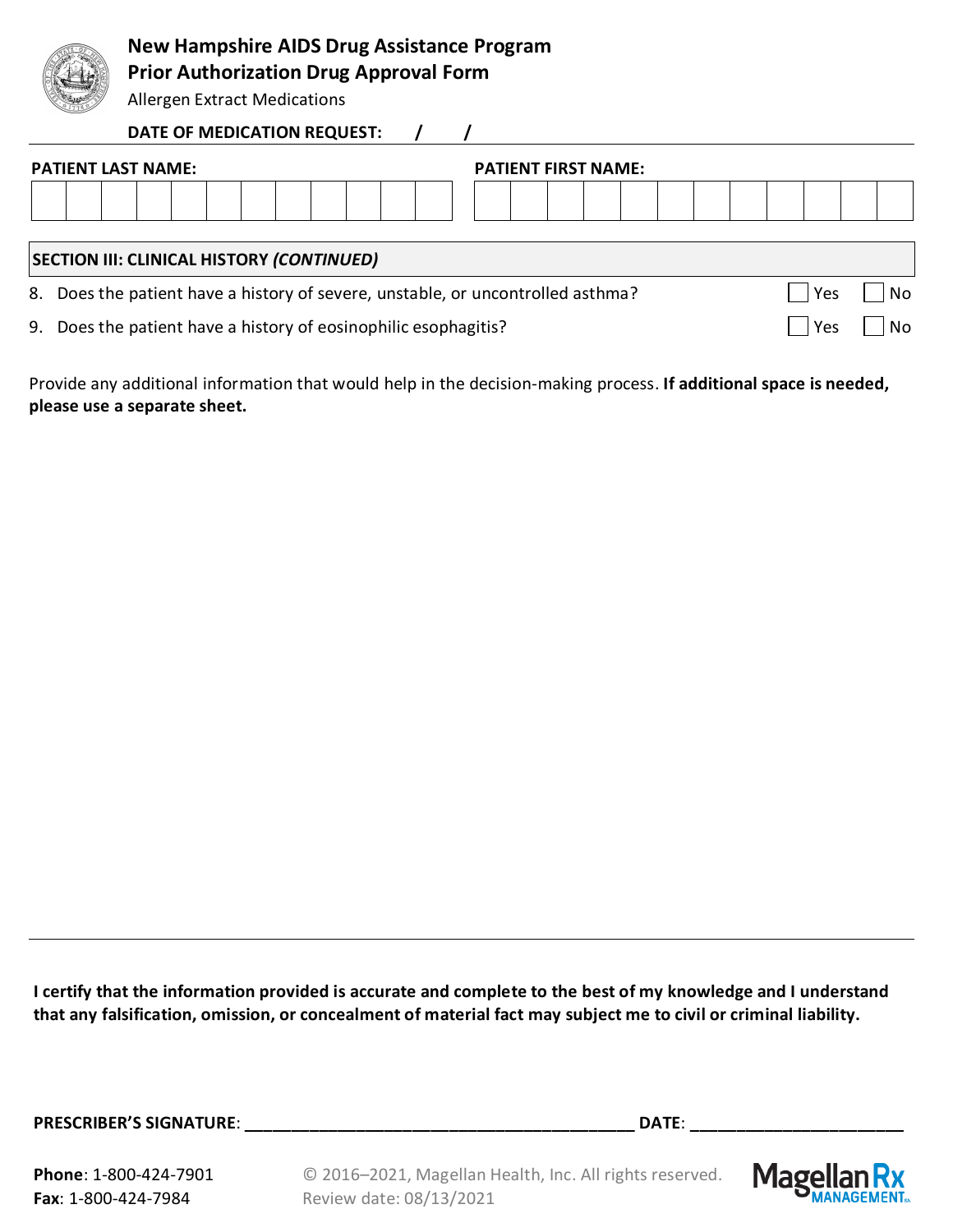**New Hampshire AIDS Drug Assistance Program**
**Prior Authorization Drug Approval Form**
Allergen Extract Medications

**DATE OF MEDICATION REQUEST:** / /

**PATIENT LAST NAME:**

**PATIENT FIRST NAME:**

| | | | | | | | | | | | |
|---|---|---|---|---|---|---|---|---|---|---|---|
| | | | | | | | | | | | |

| | | | | | | | | | | | |
|---|---|---|---|---|---|---|---|---|---|---|---|
| | | | | | | | | | | | |

## SECTION III: CLINICAL HISTORY *(CONTINUED)*

8. Does the patient have a history of severe, unstable, or uncontrolled asthma? ☐ Yes ☐ No
9. Does the patient have a history of eosinophilic esophagitis? ☐ Yes ☐ No

Provide any additional information that would help in the decision-making process. **If additional space is needed, please use a separate sheet.**

**I certify that the information provided is accurate and complete to the best of my knowledge and I understand that any falsification, omission, or concealment of material fact may subject me to civil or criminal liability.**

**PRESCRIBER'S SIGNATURE**: ________________________________________ **DATE**: ______________________

**Phone**: 1-800-424-7901
**Fax**: 1-800-424-7984

© 2016–2021, Magellan Health, Inc. All rights reserved.
Review date: 08/13/2021

Magellan Rx MANAGEMENT